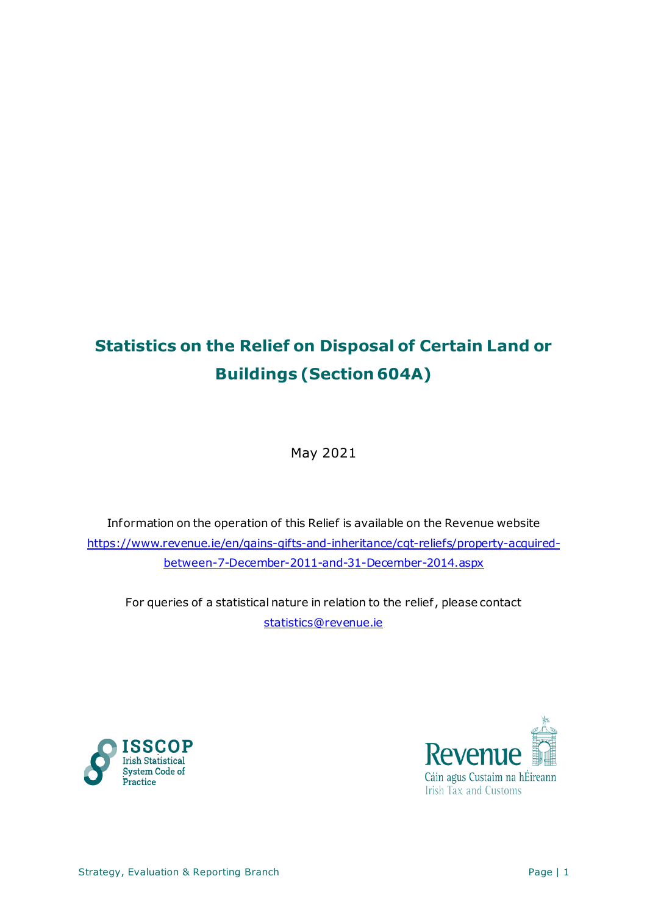# Statistics on the Relief on Disposal of Certain Land or Buildings (Section 604A)

May 2021

Information on the operation of this Relief is available on the Revenue website
[https://www.revenue.ie/en/gains-gifts-and-inheritance/cgt-reliefs/property-acquired-between-7-December-2011-and-31-December-2014.aspx](https://www.revenue.ie/en/gains-gifts-and-inheritance/cgt-reliefs/property-acquired-between-7-December-2011-and-31-December-2014.aspx)

For queries of a statistical nature in relation to the relief, please contact
[statistics@revenue.ie](mailto:statistics@revenue.ie)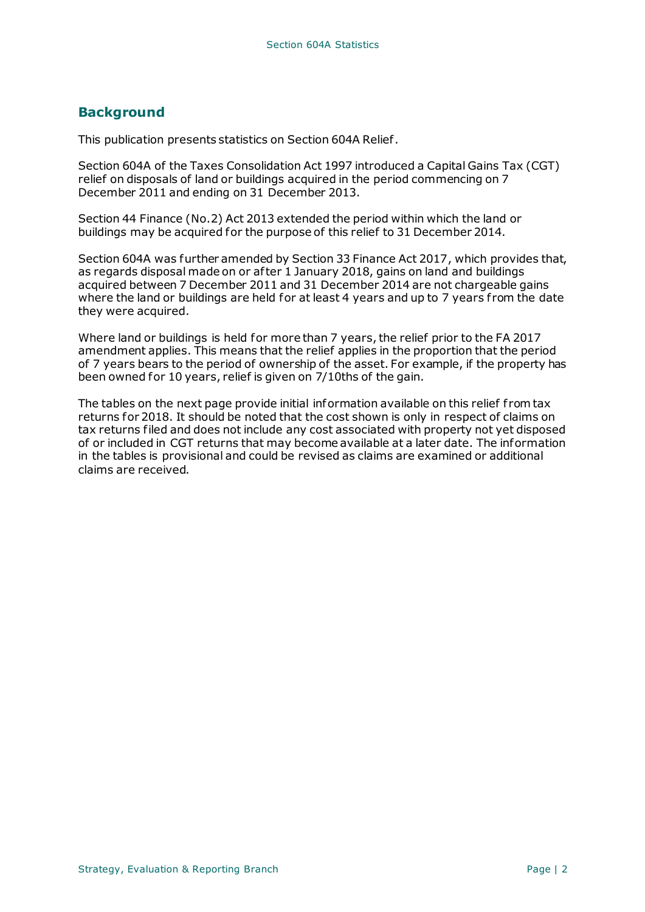## Background

This publication presents statistics on Section 604A Relief.

Section 604A of the Taxes Consolidation Act 1997 introduced a Capital Gains Tax (CGT) relief on disposals of land or buildings acquired in the period commencing on 7 December 2011 and ending on 31 December 2013.

Section 44 Finance (No.2) Act 2013 extended the period within which the land or buildings may be acquired for the purpose of this relief to 31 December 2014.

Section 604A was further amended by Section 33 Finance Act 2017, which provides that, as regards disposal made on or after 1 January 2018, gains on land and buildings acquired between 7 December 2011 and 31 December 2014 are not chargeable gains where the land or buildings are held for at least 4 years and up to 7 years from the date they were acquired.

Where land or buildings is held for more than 7 years, the relief prior to the FA 2017 amendment applies. This means that the relief applies in the proportion that the period of 7 years bears to the period of ownership of the asset. For example, if the property has been owned for 10 years, relief is given on 7/10ths of the gain.

The tables on the next page provide initial information available on this relief from tax returns for 2018. It should be noted that the cost shown is only in respect of claims on tax returns filed and does not include any cost associated with property not yet disposed of or included in CGT returns that may become available at a later date. The information in the tables is provisional and could be revised as claims are examined or additional claims are received.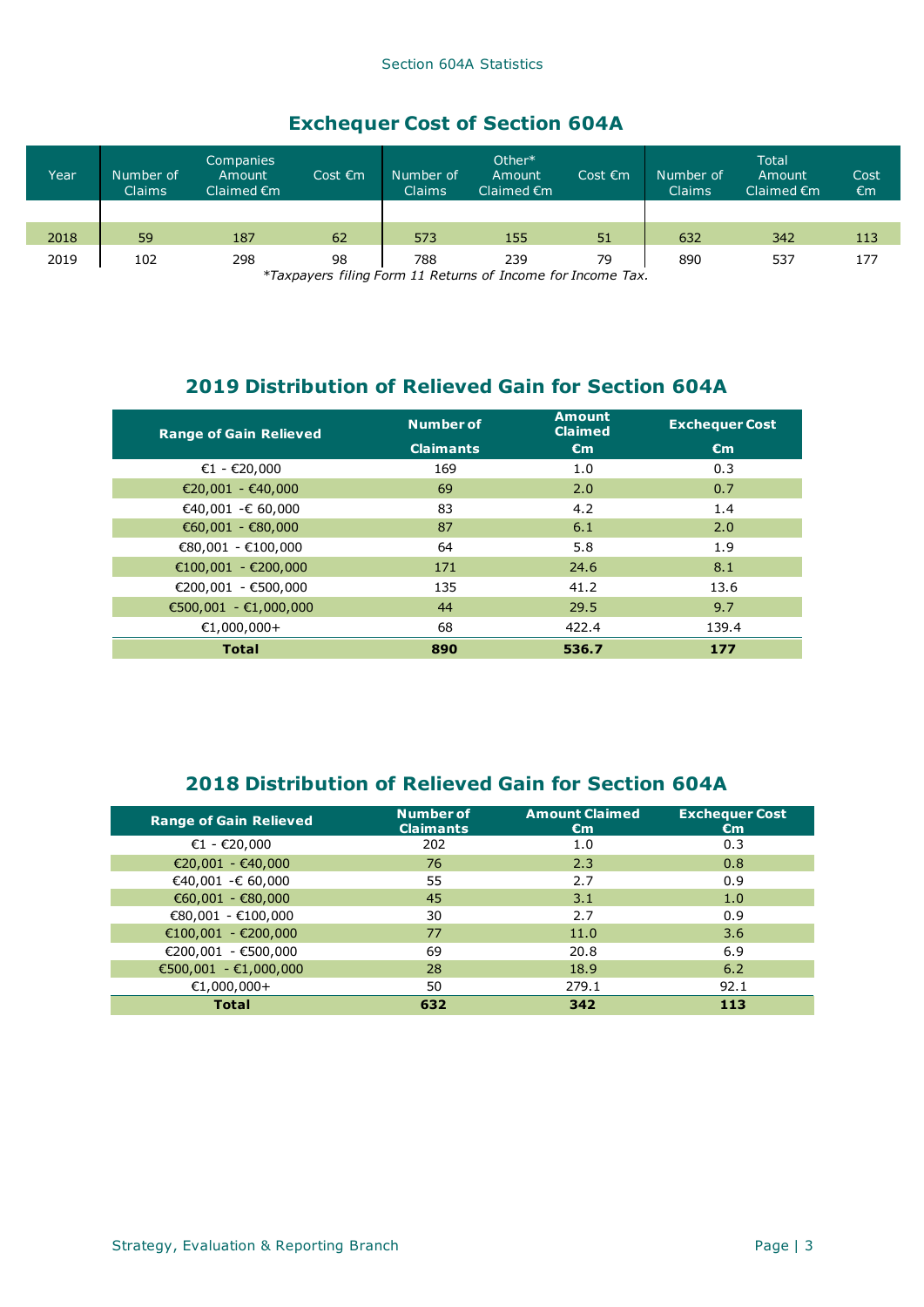## Exchequer Cost of Section 604A

| Year | Companies Number of Claims | Companies Amount Claimed €m | Companies Cost €m | Other* Number of Claims | Other* Amount Claimed €m | Other* Cost €m | Total Number of Claims | Total Amount Claimed €m | Total Cost €m |
|---|---|---|---|---|---|---|---|---|---|
| 2018 | 59 | 187 | 62 | 573 | 155 | 51 | 632 | 342 | 113 |
| 2019 | 102 | 298 | 98 | 788 | 239 | 79 | 890 | 537 | 177 |

*Taxpayers filing Form 11 Returns of Income for Income Tax.

## 2019 Distribution of Relieved Gain for Section 604A

| Range of Gain Relieved | Number of Claimants | Amount Claimed €m | Exchequer Cost €m |
|---|---|---|---|
| €1 - €20,000 | 169 | 1.0 | 0.3 |
| €20,001 - €40,000 | 69 | 2.0 | 0.7 |
| €40,001 -€ 60,000 | 83 | 4.2 | 1.4 |
| €60,001 - €80,000 | 87 | 6.1 | 2.0 |
| €80,001 - €100,000 | 64 | 5.8 | 1.9 |
| €100,001 - €200,000 | 171 | 24.6 | 8.1 |
| €200,001 - €500,000 | 135 | 41.2 | 13.6 |
| €500,001 - €1,000,000 | 44 | 29.5 | 9.7 |
| €1,000,000+ | 68 | 422.4 | 139.4 |
| **Total** | **890** | **536.7** | **177** |

## 2018 Distribution of Relieved Gain for Section 604A

| Range of Gain Relieved | Number of Claimants | Amount Claimed €m | Exchequer Cost €m |
|---|---|---|---|
| €1 - €20,000 | 202 | 1.0 | 0.3 |
| €20,001 - €40,000 | 76 | 2.3 | 0.8 |
| €40,001 -€ 60,000 | 55 | 2.7 | 0.9 |
| €60,001 - €80,000 | 45 | 3.1 | 1.0 |
| €80,001 - €100,000 | 30 | 2.7 | 0.9 |
| €100,001 - €200,000 | 77 | 11.0 | 3.6 |
| €200,001 - €500,000 | 69 | 20.8 | 6.9 |
| €500,001 - €1,000,000 | 28 | 18.9 | 6.2 |
| €1,000,000+ | 50 | 279.1 | 92.1 |
| **Total** | **632** | **342** | **113** |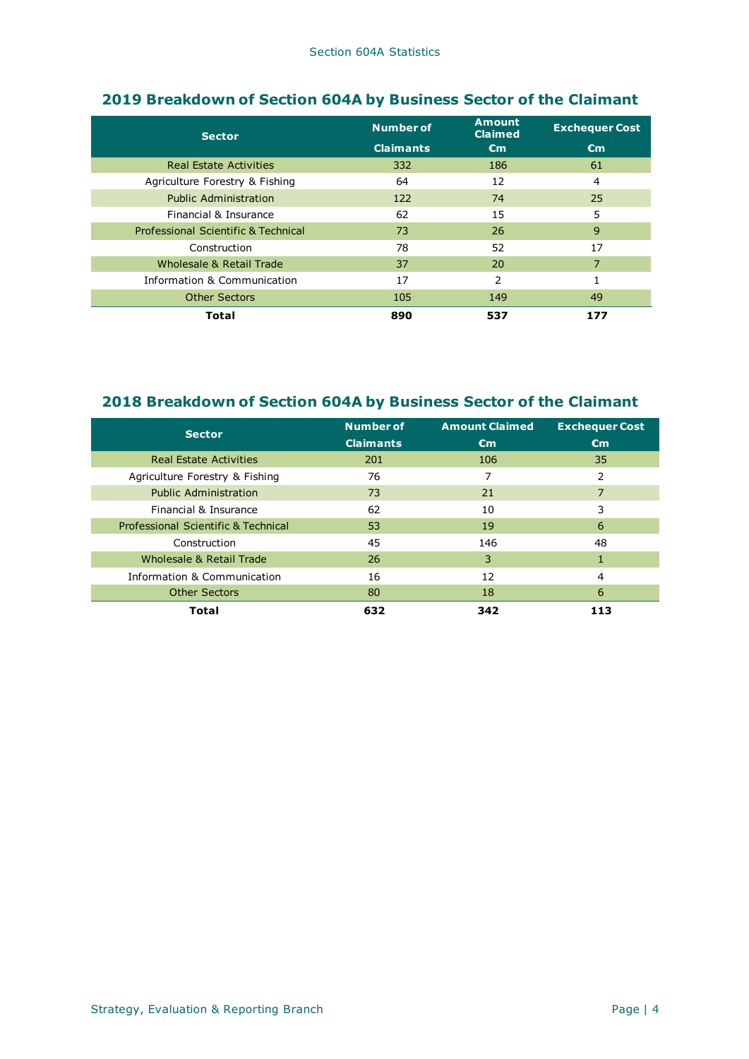## 2019 Breakdown of Section 604A by Business Sector of the Claimant

| Sector | Number of Claimants | Amount Claimed €m | Exchequer Cost €m |
|---|---|---|---|
| Real Estate Activities | 332 | 186 | 61 |
| Agriculture Forestry & Fishing | 64 | 12 | 4 |
| Public Administration | 122 | 74 | 25 |
| Financial & Insurance | 62 | 15 | 5 |
| Professional Scientific & Technical | 73 | 26 | 9 |
| Construction | 78 | 52 | 17 |
| Wholesale & Retail Trade | 37 | 20 | 7 |
| Information & Communication | 17 | 2 | 1 |
| Other Sectors | 105 | 149 | 49 |
| **Total** | **890** | **537** | **177** |

## 2018 Breakdown of Section 604A by Business Sector of the Claimant

| Sector | Number of Claimants | Amount Claimed €m | Exchequer Cost €m |
|---|---|---|---|
| Real Estate Activities | 201 | 106 | 35 |
| Agriculture Forestry & Fishing | 76 | 7 | 2 |
| Public Administration | 73 | 21 | 7 |
| Financial & Insurance | 62 | 10 | 3 |
| Professional Scientific & Technical | 53 | 19 | 6 |
| Construction | 45 | 146 | 48 |
| Wholesale & Retail Trade | 26 | 3 | 1 |
| Information & Communication | 16 | 12 | 4 |
| Other Sectors | 80 | 18 | 6 |
| **Total** | **632** | **342** | **113** |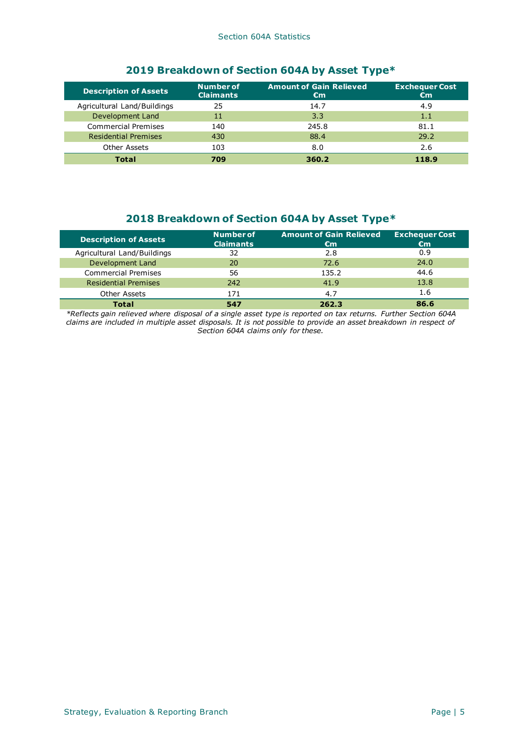## 2019 Breakdown of Section 604A by Asset Type*

| Description of Assets | Number of Claimants | Amount of Gain Relieved €m | Exchequer Cost €m |
|---|---|---|---|
| Agricultural Land/Buildings | 25 | 14.7 | 4.9 |
| Development Land | 11 | 3.3 | 1.1 |
| Commercial Premises | 140 | 245.8 | 81.1 |
| Residential Premises | 430 | 88.4 | 29.2 |
| Other Assets | 103 | 8.0 | 2.6 |
| **Total** | **709** | **360.2** | **118.9** |

## 2018 Breakdown of Section 604A by Asset Type*

| Description of Assets | Number of Claimants | Amount of Gain Relieved €m | Exchequer Cost €m |
|---|---|---|---|
| Agricultural Land/Buildings | 32 | 2.8 | 0.9 |
| Development Land | 20 | 72.6 | 24.0 |
| Commercial Premises | 56 | 135.2 | 44.6 |
| Residential Premises | 242 | 41.9 | 13.8 |
| Other Assets | 171 | 4.7 | 1.6 |
| **Total** | **547** | **262.3** | **86.6** |

*\*Reflects gain relieved where disposal of a single asset type is reported on tax returns. Further Section 604A claims are included in multiple asset disposals. It is not possible to provide an asset breakdown in respect of Section 604A claims only for these.*